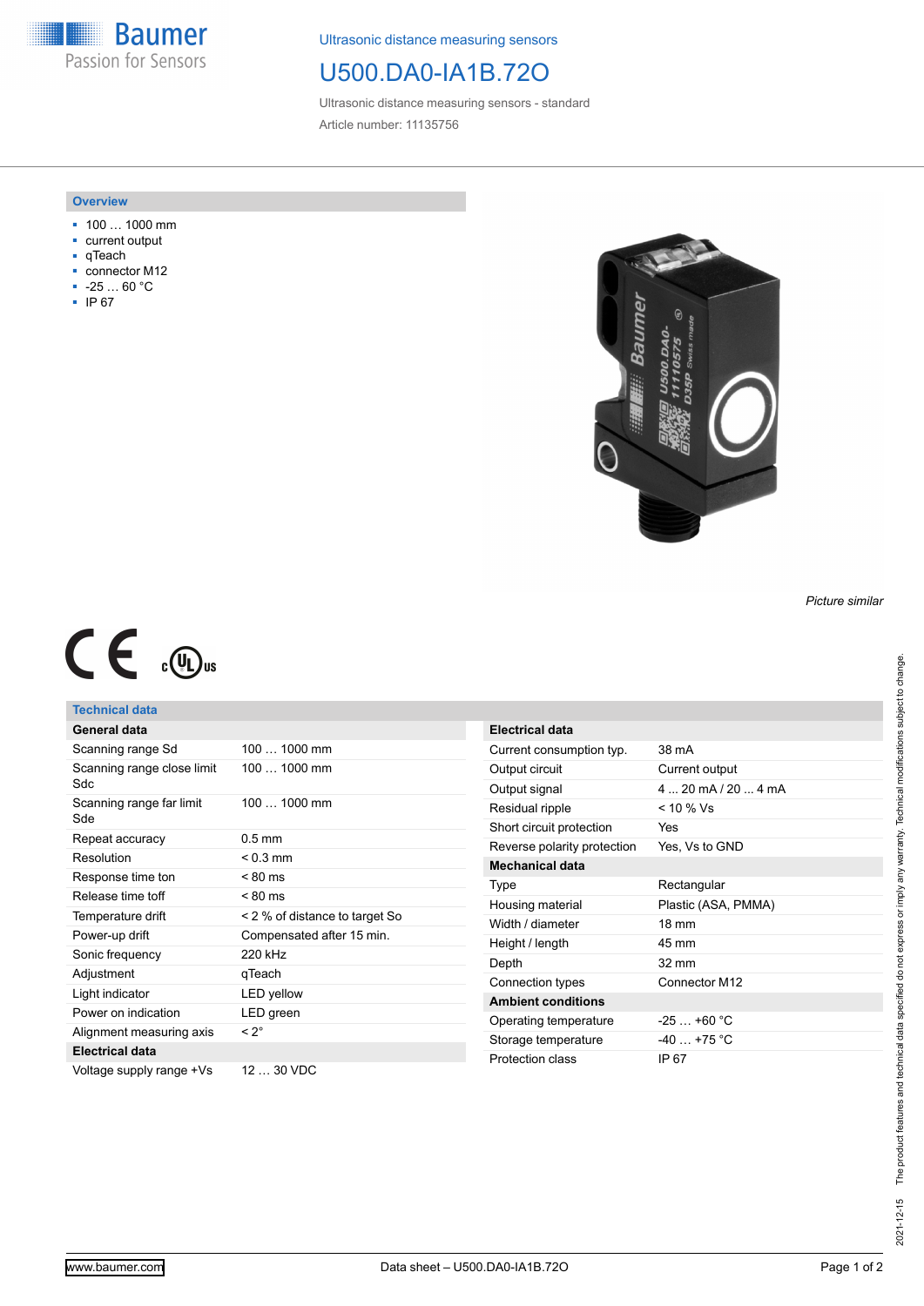Ultrasonic distance measuring sensors

# U500.DA0-IA1B.72O

Ultrasonic distance measuring sensors - standard

Article number: 11135756

## Overview

- 100 … 1000 mm
- current output
- qTeach
- connector M12
- -25 … 60 °C
- IP 67

*Picture similar*

## Technical data

| General data | |
|---|---|
| Scanning range Sd | 100 … 1000 mm |
| Scanning range close limit Sdc | 100 … 1000 mm |
| Scanning range far limit Sde | 100 … 1000 mm |
| Repeat accuracy | 0.5 mm |
| Resolution | < 0.3 mm |
| Response time ton | < 80 ms |
| Release time toff | < 80 ms |
| Temperature drift | < 2 % of distance to target So |
| Power-up drift | Compensated after 15 min. |
| Sonic frequency | 220 kHz |
| Adjustment | qTeach |
| Light indicator | LED yellow |
| Power on indication | LED green |
| Alignment measuring axis | < 2° |
| **Electrical data** | |
| Voltage supply range +Vs | 12 … 30 VDC |

| Electrical data | |
|---|---|
| Current consumption typ. | 38 mA |
| Output circuit | Current output |
| Output signal | 4 ... 20 mA / 20 ... 4 mA |
| Residual ripple | < 10 % Vs |
| Short circuit protection | Yes |
| Reverse polarity protection | Yes, Vs to GND |
| **Mechanical data** | |
| Type | Rectangular |
| Housing material | Plastic (ASA, PMMA) |
| Width / diameter | 18 mm |
| Height / length | 45 mm |
| Depth | 32 mm |
| Connection types | Connector M12 |
| **Ambient conditions** | |
| Operating temperature | -25 … +60 °C |
| Storage temperature | -40 … +75 °C |
| Protection class | IP 67 |

2021-12-15 The product features and technical data specified do not express or imply any warranty. Technical modifications subject to change.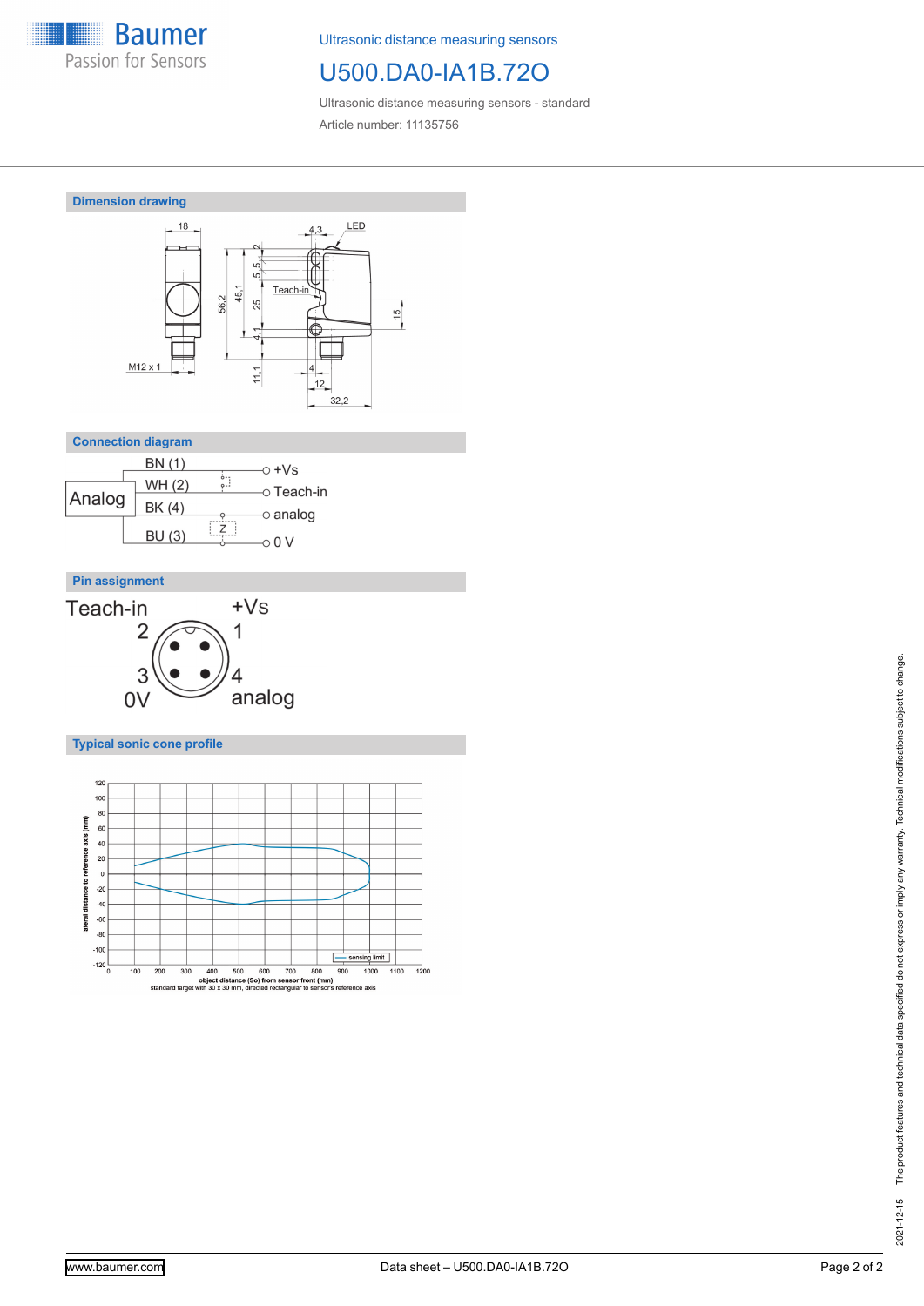Ultrasonic distance measuring sensors

# U500.DA0-IA1B.72O

Ultrasonic distance measuring sensors - standard

Article number: 11135756

## Dimension drawing

18
4,3
LED
2
5,5
Teach-in
56,2
45,1
25
15
4,1
M12 x 1
11,1
4
12
32,2

## Connection diagram

Analog
BN (1) — +Vs
WH (2) — Teach-in
BK (4) — analog
BU (3) — 0 V
Z

## Pin assignment

Teach-in 2
+Vs 1
3 0V
4 analog

## Typical sonic cone profile

lateral distance to reference axis (mm)
120
100
80
60
40
20
0
-20
-40
-60
-80
-100
-120
0
100
200
300
400
500
600
700
800
900
1000
1100
1200
sensing limit
object distance (So) from sensor front (mm)
standard target with 30 x 30 mm, directed rectangular to sensor's reference axis

2021-12-15 The product features and technical data specified do not express or imply any warranty. Technical modifications subject to change.

www.baumer.com
Data sheet – U500.DA0-IA1B.72O